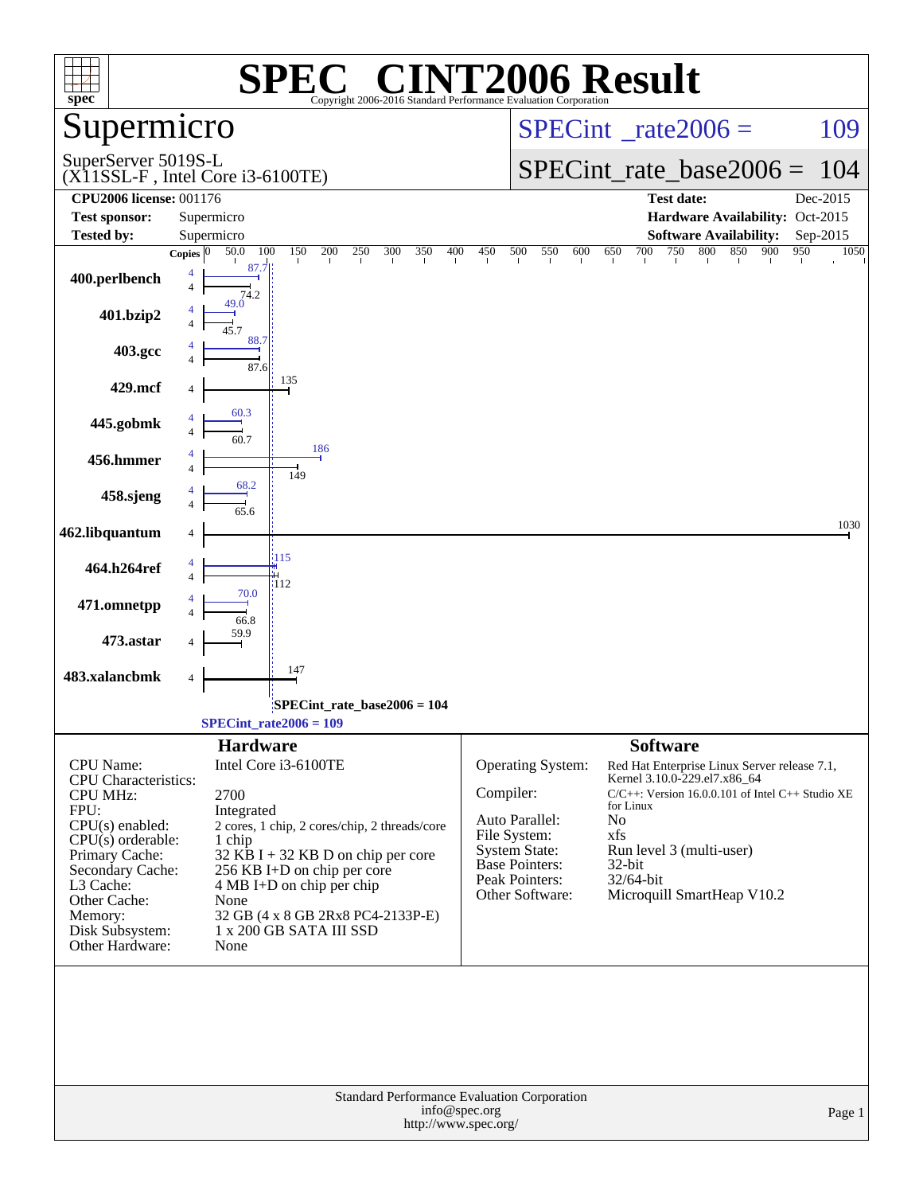# SPEC® CINT2006 Result

Copyright 2006-2016 Standard Performance Evaluation Corporation

## Supermicro

SuperServer 5019S-L
(X11SSL-F , Intel Core i3-6100TE)

SPECint_rate2006 = 109

SPECint_rate_base2006 = 104

| | | | |
|---|---|---|---|
| **CPU2006 license:** 001176 | | **Test date:** | Dec-2015 |
| **Test sponsor:** | Supermicro | **Hardware Availability:** | Oct-2015 |
| **Tested by:** | Supermicro | **Software Availability:** | Sep-2015 |

| Benchmark | Copies (peak) | Peak | Copies (base) | Base |
|---|---|---|---|---|
| 400.perlbench | 4 | 87.7 | 4 | 74.2 |
| 401.bzip2 | 4 | 49.0 | 4 | 45.7 |
| 403.gcc | 4 | 88.7 | 4 | 87.6 |
| 429.mcf | | | 4 | 135 |
| 445.gobmk | 4 | 60.3 | 4 | 60.7 |
| 456.hmmer | 4 | 186 | 4 | 149 |
| 458.sjeng | 4 | 68.2 | 4 | 65.6 |
| 462.libquantum | | | 4 | 1030 |
| 464.h264ref | 4 | 115 | 4 | 112 |
| 471.omnetpp | 4 | 70.0 | 4 | 66.8 |
| 473.astar | | | 4 | 59.9 |
| 483.xalancbmk | | | 4 | 147 |

SPECint_rate_base2006 = 104

SPECint_rate2006 = 109

## Hardware

| | |
|---|---|
| CPU Name: | Intel Core i3-6100TE |
| CPU Characteristics: | |
| CPU MHz: | 2700 |
| FPU: | Integrated |
| CPU(s) enabled: | 2 cores, 1 chip, 2 cores/chip, 2 threads/core |
| CPU(s) orderable: | 1 chip |
| Primary Cache: | 32 KB I + 32 KB D on chip per core |
| Secondary Cache: | 256 KB I+D on chip per core |
| L3 Cache: | 4 MB I+D on chip per chip |
| Other Cache: | None |
| Memory: | 32 GB (4 x 8 GB 2Rx8 PC4-2133P-E) |
| Disk Subsystem: | 1 x 200 GB SATA III SSD |
| Other Hardware: | None |

## Software

| | |
|---|---|
| Operating System: | Red Hat Enterprise Linux Server release 7.1, Kernel 3.10.0-229.el7.x86_64 |
| Compiler: | C/C++: Version 16.0.0.101 of Intel C++ Studio XE for Linux |
| Auto Parallel: | No |
| File System: | xfs |
| System State: | Run level 3 (multi-user) |
| Base Pointers: | 32-bit |
| Peak Pointers: | 32/64-bit |
| Other Software: | Microquill SmartHeap V10.2 |

Standard Performance Evaluation Corporation
info@spec.org
http://www.spec.org/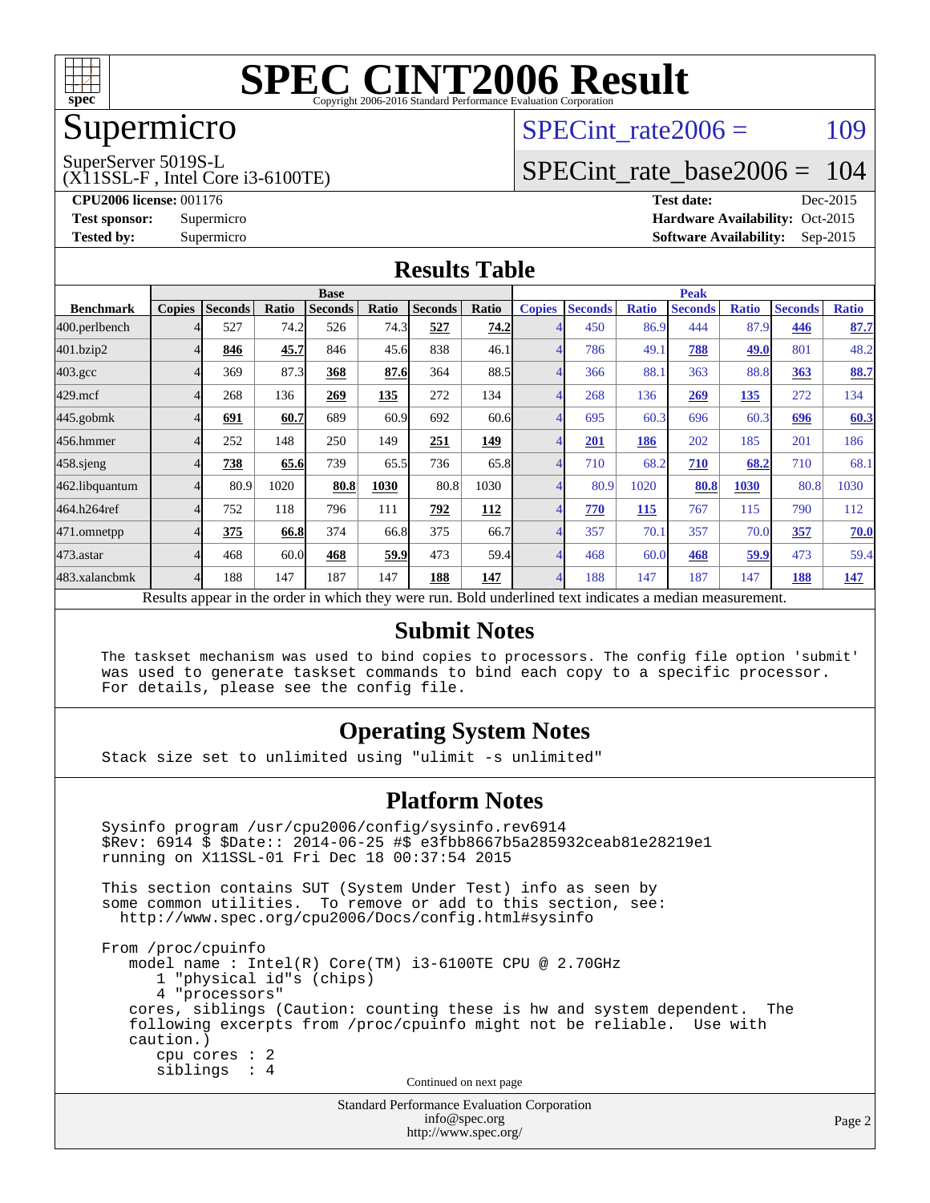# SPEC CINT2006 Result

Copyright 2006-2016 Standard Performance Evaluation Corporation

## Supermicro

SuperServer 5019S-L
(X11SSL-F , Intel Core i3-6100TE)

SPECint_rate2006 = 109

SPECint_rate_base2006 = 104

**CPU2006 license:** 001176
**Test sponsor:** Supermicro
**Tested by:** Supermicro

**Test date:** Dec-2015
**Hardware Availability:** Oct-2015
**Software Availability:** Sep-2015

## Results Table

| Benchmark | Base | | | | | | | Peak | | | | | | |
|---|---|---|---|---|---|---|---|---|---|---|---|---|---|---|
| | Copies | Seconds | Ratio | Seconds | Ratio | Seconds | Ratio | Copies | Seconds | Ratio | Seconds | Ratio | Seconds | Ratio |
| 400.perlbench | 4 | 527 | 74.2 | 526 | 74.3 | **527** | **74.2** | 4 | 450 | 86.9 | 444 | 87.9 | **446** | **87.7** |
| 401.bzip2 | 4 | **846** | **45.7** | 846 | 45.6 | 838 | 46.1 | 4 | 786 | 49.1 | **788** | **49.0** | 801 | 48.2 |
| 403.gcc | 4 | 369 | 87.3 | **368** | **87.6** | 364 | 88.5 | 4 | 366 | 88.1 | 363 | 88.8 | **363** | **88.7** |
| 429.mcf | 4 | 268 | 136 | **269** | **135** | 272 | 134 | 4 | 268 | 136 | **269** | **135** | 272 | 134 |
| 445.gobmk | 4 | **691** | **60.7** | 689 | 60.9 | 692 | 60.6 | 4 | 695 | 60.3 | 696 | 60.3 | **696** | **60.3** |
| 456.hmmer | 4 | 252 | 148 | 250 | 149 | **251** | **149** | 4 | **201** | **186** | 202 | 185 | 201 | 186 |
| 458.sjeng | 4 | **738** | **65.6** | 739 | 65.5 | 736 | 65.8 | 4 | 710 | 68.2 | **710** | **68.2** | 710 | 68.1 |
| 462.libquantum | 4 | 80.9 | 1020 | **80.8** | **1030** | 80.8 | 1030 | 4 | 80.9 | 1020 | **80.8** | **1030** | 80.8 | 1030 |
| 464.h264ref | 4 | 752 | 118 | 796 | 111 | **792** | **112** | 4 | **770** | **115** | 767 | 115 | 790 | 112 |
| 471.omnetpp | 4 | **375** | **66.8** | 374 | 66.8 | 375 | 66.7 | 4 | 357 | 70.1 | 357 | 70.0 | **357** | **70.0** |
| 473.astar | 4 | 468 | 60.0 | **468** | **59.9** | 473 | 59.4 | 4 | 468 | 60.0 | **468** | **59.9** | 473 | 59.4 |
| 483.xalancbmk | 4 | 188 | 147 | 187 | 147 | **188** | **147** | 4 | 188 | 147 | 187 | 147 | **188** | **147** |

Results appear in the order in which they were run. Bold underlined text indicates a median measurement.

## Submit Notes

```
The taskset mechanism was used to bind copies to processors. The config file option 'submit'
was used to generate taskset commands to bind each copy to a specific processor.
For details, please see the config file.
```

## Operating System Notes

```
Stack size set to unlimited using "ulimit -s unlimited"
```

## Platform Notes

```
Sysinfo program /usr/cpu2006/config/sysinfo.rev6914
$Rev: 6914 $ $Date:: 2014-06-25 #$ e3fbb8667b5a285932ceab81e28219e1
running on X11SSL-01 Fri Dec 18 00:37:54 2015

This section contains SUT (System Under Test) info as seen by
some common utilities.  To remove or add to this section, see:
  http://www.spec.org/cpu2006/Docs/config.html#sysinfo

From /proc/cpuinfo
   model name : Intel(R) Core(TM) i3-6100TE CPU @ 2.70GHz
      1 "physical id"s (chips)
      4 "processors"
   cores, siblings (Caution: counting these is hw and system dependent.  The
   following excerpts from /proc/cpuinfo might not be reliable.  Use with
   caution.)
      cpu cores : 2
      siblings  : 4
```

Continued on next page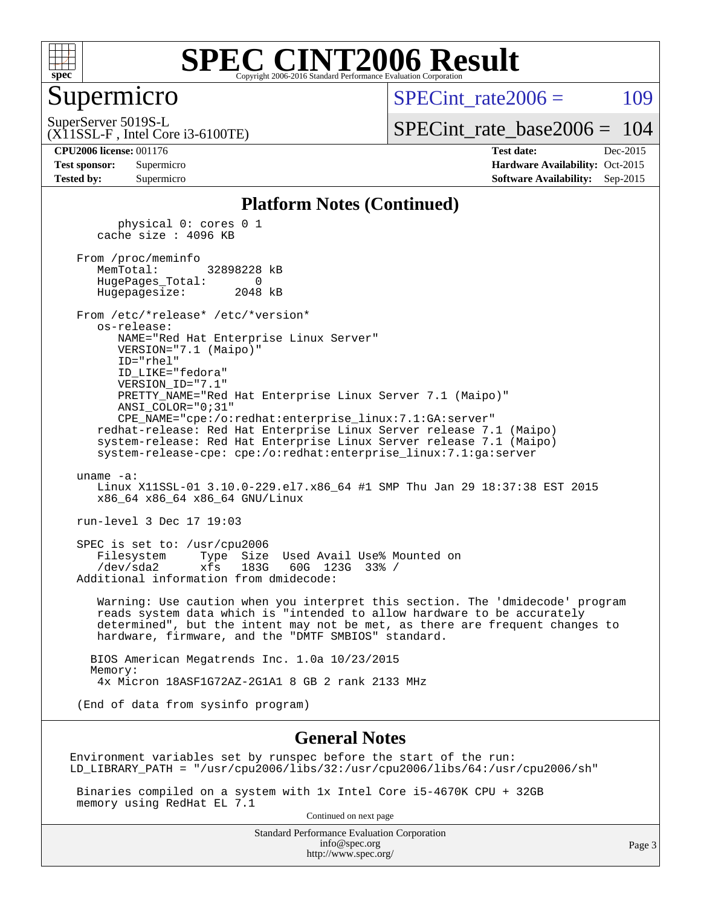# SPEC CINT2006 Result

## Supermicro

SuperServer 5019S-L
(X11SSL-F , Intel Core i3-6100TE)

SPECint_rate2006 = 109

SPECint_rate_base2006 = 104

**CPU2006 license:** 001176
**Test sponsor:** Supermicro
**Tested by:** Supermicro

**Test date:** Dec-2015
**Hardware Availability:** Oct-2015
**Software Availability:** Sep-2015

### Platform Notes (Continued)

```
        physical 0: cores 0 1
     cache size : 4096 KB

  From /proc/meminfo
     MemTotal:       32898228 kB
     HugePages_Total:       0
     Hugepagesize:       2048 kB

  From /etc/*release* /etc/*version*
     os-release:
        NAME="Red Hat Enterprise Linux Server"
        VERSION="7.1 (Maipo)"
        ID="rhel"
        ID_LIKE="fedora"
        VERSION_ID="7.1"
        PRETTY_NAME="Red Hat Enterprise Linux Server 7.1 (Maipo)"
        ANSI_COLOR="0;31"
        CPE_NAME="cpe:/o:redhat:enterprise_linux:7.1:GA:server"
     redhat-release: Red Hat Enterprise Linux Server release 7.1 (Maipo)
     system-release: Red Hat Enterprise Linux Server release 7.1 (Maipo)
     system-release-cpe: cpe:/o:redhat:enterprise_linux:7.1:ga:server

  uname -a:
     Linux X11SSL-01 3.10.0-229.el7.x86_64 #1 SMP Thu Jan 29 18:37:38 EST 2015
     x86_64 x86_64 x86_64 GNU/Linux

  run-level 3 Dec 17 19:03

  SPEC is set to: /usr/cpu2006
     Filesystem     Type  Size  Used Avail Use% Mounted on
     /dev/sda2      xfs   183G   60G  123G  33% /
  Additional information from dmidecode:

     Warning: Use caution when you interpret this section. The 'dmidecode' program
     reads system data which is "intended to allow hardware to be accurately
     determined", but the intent may not be met, as there are frequent changes to
     hardware, firmware, and the "DMTF SMBIOS" standard.

    BIOS American Megatrends Inc. 1.0a 10/23/2015
    Memory:
     4x Micron 18ASF1G72AZ-2G1A1 8 GB 2 rank 2133 MHz

  (End of data from sysinfo program)
```

### General Notes

```
 Environment variables set by runspec before the start of the run:
 LD_LIBRARY_PATH = "/usr/cpu2006/libs/32:/usr/cpu2006/libs/64:/usr/cpu2006/sh"

  Binaries compiled on a system with 1x Intel Core i5-4670K CPU + 32GB
  memory using RedHat EL 7.1
```

Continued on next page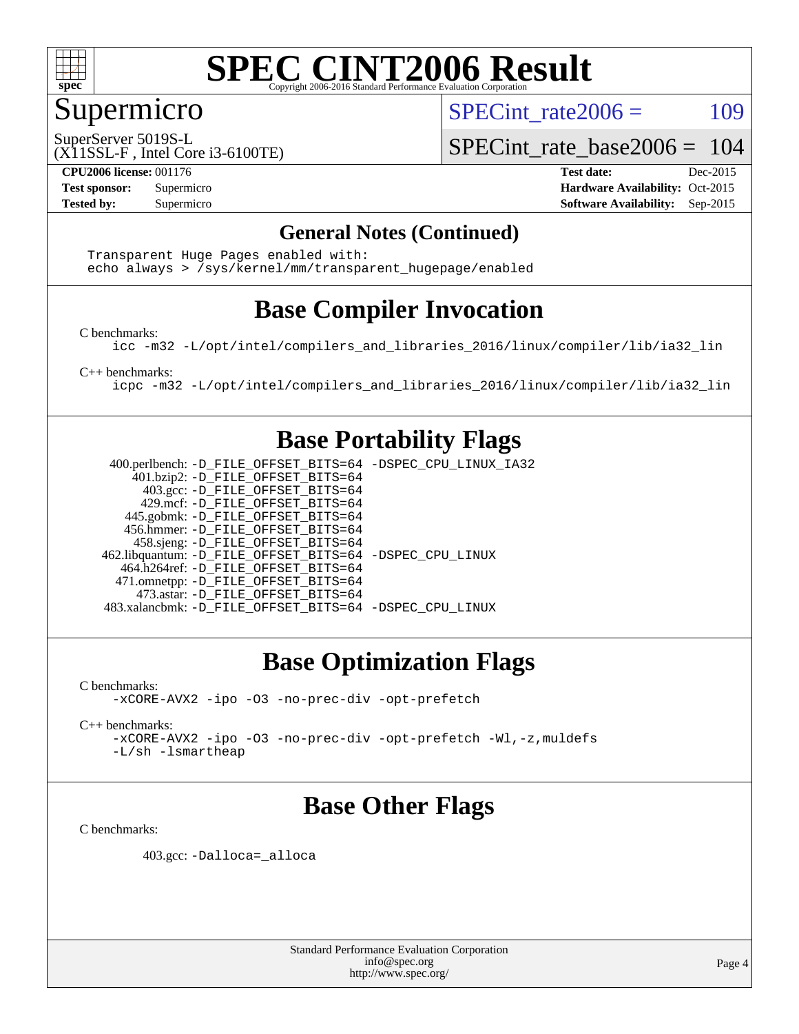# SPEC CINT2006 Result

Copyright 2006-2016 Standard Performance Evaluation Corporation

## Supermicro

SuperServer 5019S-L
(X11SSL-F , Intel Core i3-6100TE)

SPECint_rate2006 = 109

SPECint_rate_base2006 = 104

| | | | |
|---|---|---|---|
| **CPU2006 license:** 001176 | | **Test date:** | Dec-2015 |
| **Test sponsor:** | Supermicro | **Hardware Availability:** | Oct-2015 |
| **Tested by:** | Supermicro | **Software Availability:** | Sep-2015 |

## General Notes (Continued)

```
Transparent Huge Pages enabled with:
echo always > /sys/kernel/mm/transparent_hugepage/enabled
```

## Base Compiler Invocation

C benchmarks:

```
icc -m32 -L/opt/intel/compilers_and_libraries_2016/linux/compiler/lib/ia32_lin
```

C++ benchmarks:

```
icpc -m32 -L/opt/intel/compilers_and_libraries_2016/linux/compiler/lib/ia32_lin
```

## Base Portability Flags

```
  400.perlbench: -D_FILE_OFFSET_BITS=64 -DSPEC_CPU_LINUX_IA32
     401.bzip2: -D_FILE_OFFSET_BITS=64
       403.gcc: -D_FILE_OFFSET_BITS=64
       429.mcf: -D_FILE_OFFSET_BITS=64
     445.gobmk: -D_FILE_OFFSET_BITS=64
     456.hmmer: -D_FILE_OFFSET_BITS=64
     458.sjeng: -D_FILE_OFFSET_BITS=64
462.libquantum: -D_FILE_OFFSET_BITS=64 -DSPEC_CPU_LINUX
   464.h264ref: -D_FILE_OFFSET_BITS=64
   471.omnetpp: -D_FILE_OFFSET_BITS=64
     473.astar: -D_FILE_OFFSET_BITS=64
 483.xalancbmk: -D_FILE_OFFSET_BITS=64 -DSPEC_CPU_LINUX
```

## Base Optimization Flags

C benchmarks:

```
-xCORE-AVX2 -ipo -O3 -no-prec-div -opt-prefetch
```

C++ benchmarks:

```
-xCORE-AVX2 -ipo -O3 -no-prec-div -opt-prefetch -Wl,-z,muldefs
-L/sh -lsmartheap
```

## Base Other Flags

C benchmarks:

```
403.gcc: -Dalloca=_alloca
```

Standard Performance Evaluation Corporation
info@spec.org
http://www.spec.org/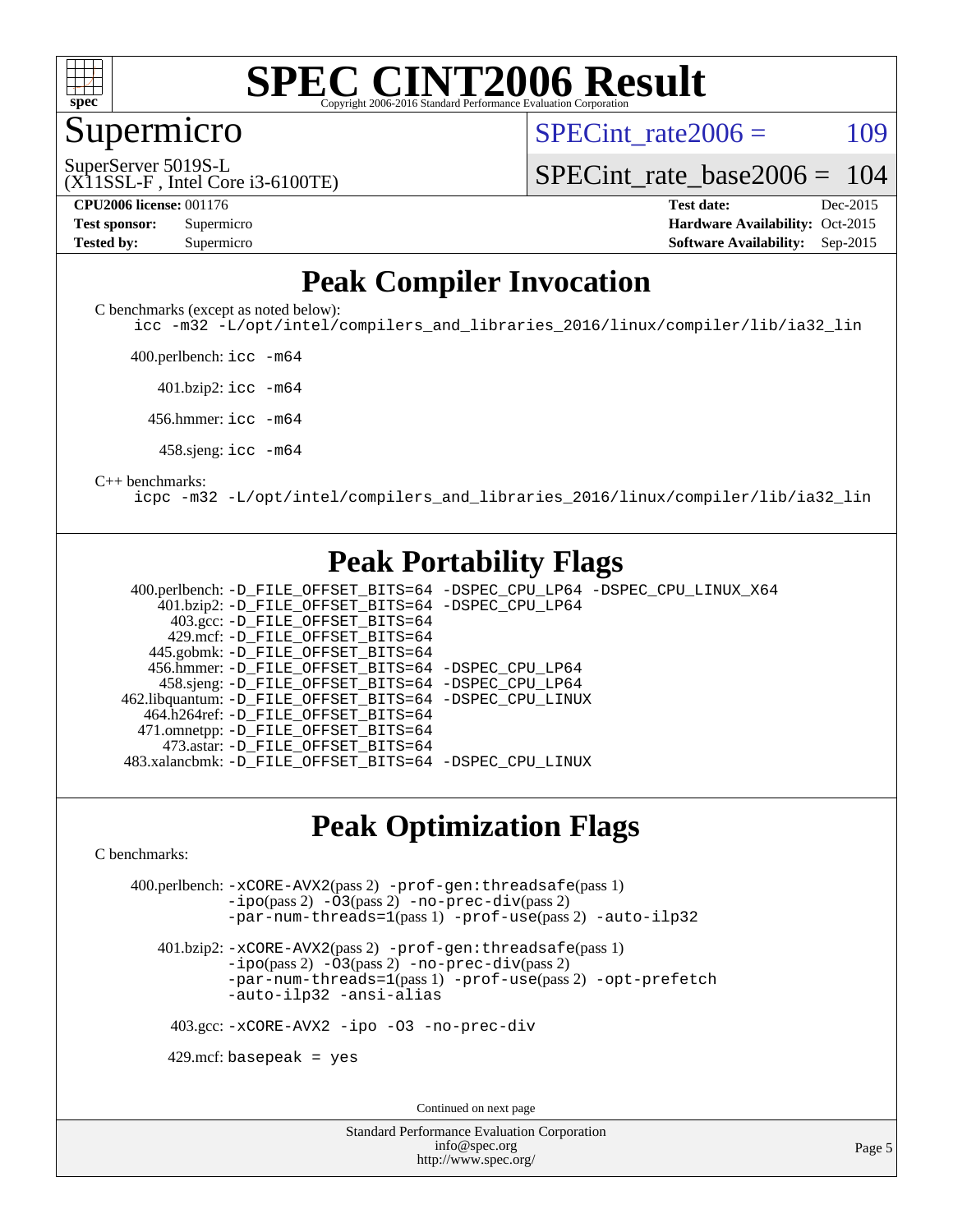# SPEC CINT2006 Result

Copyright 2006-2016 Standard Performance Evaluation Corporation

## Supermicro

SuperServer 5019S-L
(X11SSL-F , Intel Core i3-6100TE)

SPECint_rate2006 = 109

SPECint_rate_base2006 = 104

| | | | |
|---|---|---|---|
| **CPU2006 license:** 001176 | | **Test date:** | Dec-2015 |
| **Test sponsor:** | Supermicro | **Hardware Availability:** | Oct-2015 |
| **Tested by:** | Supermicro | **Software Availability:** | Sep-2015 |

## Peak Compiler Invocation

C benchmarks (except as noted below):
`icc -m32 -L/opt/intel/compilers_and_libraries_2016/linux/compiler/lib/ia32_lin`

400.perlbench: `icc -m64`

401.bzip2: `icc -m64`

456.hmmer: `icc -m64`

458.sjeng: `icc -m64`

C++ benchmarks:
`icpc -m32 -L/opt/intel/compilers_and_libraries_2016/linux/compiler/lib/ia32_lin`

## Peak Portability Flags

400.perlbench: `-D_FILE_OFFSET_BITS=64 -DSPEC_CPU_LP64 -DSPEC_CPU_LINUX_X64`
401.bzip2: `-D_FILE_OFFSET_BITS=64 -DSPEC_CPU_LP64`
403.gcc: `-D_FILE_OFFSET_BITS=64`
429.mcf: `-D_FILE_OFFSET_BITS=64`
445.gobmk: `-D_FILE_OFFSET_BITS=64`
456.hmmer: `-D_FILE_OFFSET_BITS=64 -DSPEC_CPU_LP64`
458.sjeng: `-D_FILE_OFFSET_BITS=64 -DSPEC_CPU_LP64`
462.libquantum: `-D_FILE_OFFSET_BITS=64 -DSPEC_CPU_LINUX`
464.h264ref: `-D_FILE_OFFSET_BITS=64`
471.omnetpp: `-D_FILE_OFFSET_BITS=64`
473.astar: `-D_FILE_OFFSET_BITS=64`
483.xalancbmk: `-D_FILE_OFFSET_BITS=64 -DSPEC_CPU_LINUX`

## Peak Optimization Flags

C benchmarks:

400.perlbench: `-xCORE-AVX2`(pass 2) `-prof-gen:threadsafe`(pass 1) `-ipo`(pass 2) `-O3`(pass 2) `-no-prec-div`(pass 2) `-par-num-threads=1`(pass 1) `-prof-use`(pass 2) `-auto-ilp32`

401.bzip2: `-xCORE-AVX2`(pass 2) `-prof-gen:threadsafe`(pass 1) `-ipo`(pass 2) `-O3`(pass 2) `-no-prec-div`(pass 2) `-par-num-threads=1`(pass 1) `-prof-use`(pass 2) `-opt-prefetch -auto-ilp32 -ansi-alias`

403.gcc: `-xCORE-AVX2 -ipo -O3 -no-prec-div`

429.mcf: `basepeak = yes`

Continued on next page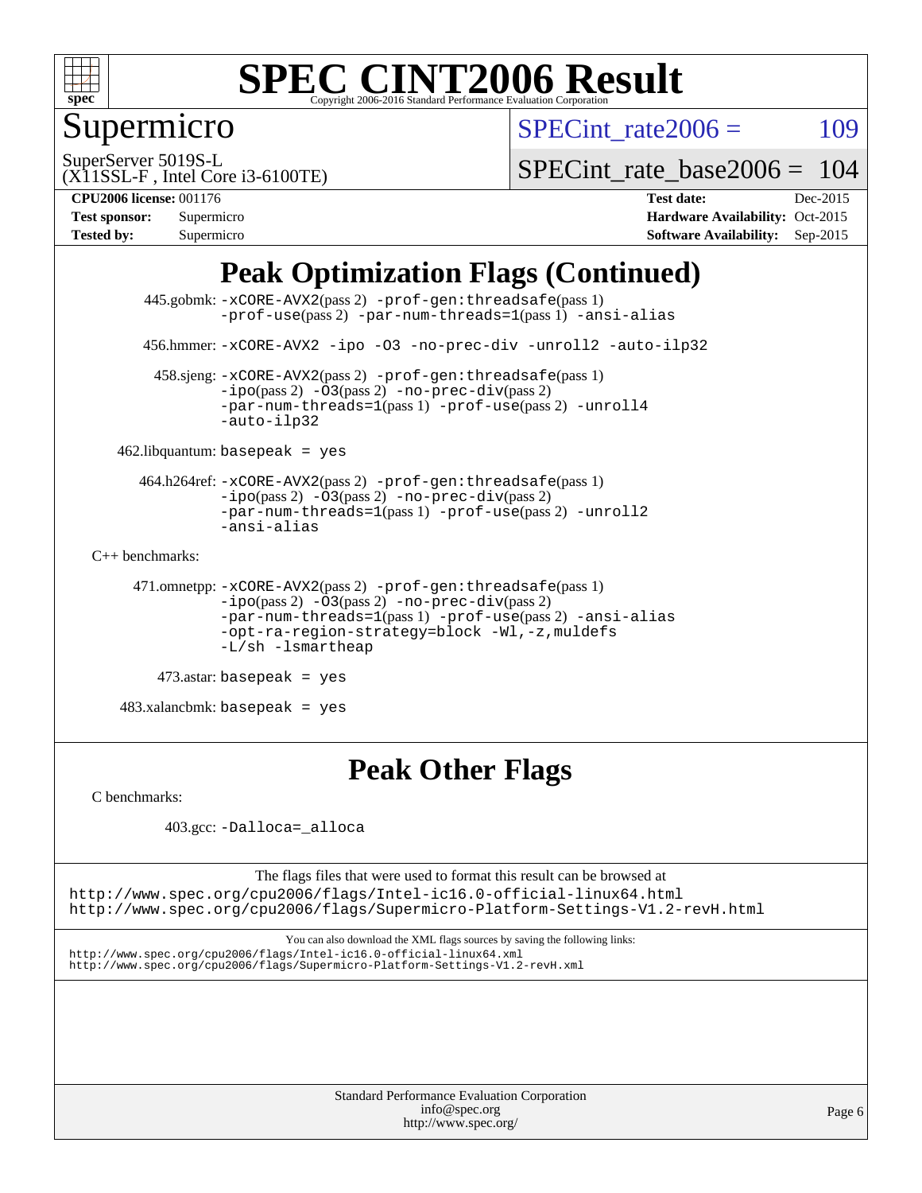# SPEC CINT2006 Result

Copyright 2006-2016 Standard Performance Evaluation Corporation

## Supermicro

SuperServer 5019S-L
(X11SSL-F , Intel Core i3-6100TE)

SPECint_rate2006 = 109

SPECint_rate_base2006 = 104

**CPU2006 license:** 001176
**Test sponsor:** Supermicro
**Tested by:** Supermicro

**Test date:** Dec-2015
**Hardware Availability:** Oct-2015
**Software Availability:** Sep-2015

## Peak Optimization Flags (Continued)

445.gobmk: -xCORE-AVX2(pass 2) -prof-gen:threadsafe(pass 1) -prof-use(pass 2) -par-num-threads=1(pass 1) -ansi-alias

456.hmmer: -xCORE-AVX2 -ipo -O3 -no-prec-div -unroll2 -auto-ilp32

458.sjeng: -xCORE-AVX2(pass 2) -prof-gen:threadsafe(pass 1) -ipo(pass 2) -O3(pass 2) -no-prec-div(pass 2) -par-num-threads=1(pass 1) -prof-use(pass 2) -unroll4 -auto-ilp32

462.libquantum: basepeak = yes

464.h264ref: -xCORE-AVX2(pass 2) -prof-gen:threadsafe(pass 1) -ipo(pass 2) -O3(pass 2) -no-prec-div(pass 2) -par-num-threads=1(pass 1) -prof-use(pass 2) -unroll2 -ansi-alias

C++ benchmarks:

471.omnetpp: -xCORE-AVX2(pass 2) -prof-gen:threadsafe(pass 1) -ipo(pass 2) -O3(pass 2) -no-prec-div(pass 2) -par-num-threads=1(pass 1) -prof-use(pass 2) -ansi-alias -opt-ra-region-strategy=block -Wl,-z,muldefs -L/sh -lsmartheap

473.astar: basepeak = yes

483.xalancbmk: basepeak = yes

## Peak Other Flags

C benchmarks:

403.gcc: -Dalloca=_alloca

The flags files that were used to format this result can be browsed at
http://www.spec.org/cpu2006/flags/Intel-ic16.0-official-linux64.html
http://www.spec.org/cpu2006/flags/Supermicro-Platform-Settings-V1.2-revH.html

You can also download the XML flags sources by saving the following links:
http://www.spec.org/cpu2006/flags/Intel-ic16.0-official-linux64.xml
http://www.spec.org/cpu2006/flags/Supermicro-Platform-Settings-V1.2-revH.xml

Standard Performance Evaluation Corporation
info@spec.org
http://www.spec.org/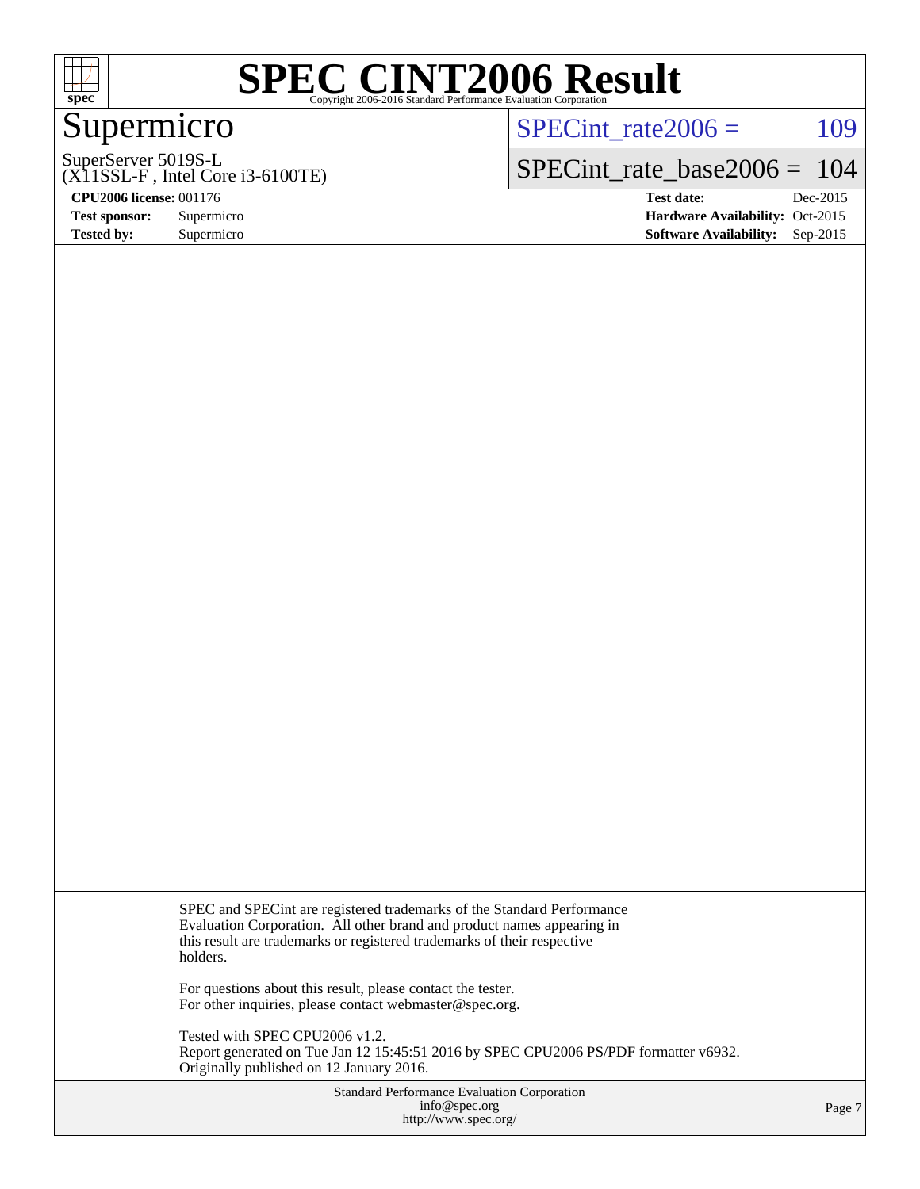SPEC and SPECint are registered trademarks of the Standard Performance Evaluation Corporation. All other brand and product names appearing in this result are trademarks or registered trademarks of their respective holders.

For questions about this result, please contact the tester.
For other inquiries, please contact webmaster@spec.org.

Tested with SPEC CPU2006 v1.2.
Report generated on Tue Jan 12 15:45:51 2016 by SPEC CPU2006 PS/PDF formatter v6932.
Originally published on 12 January 2016.